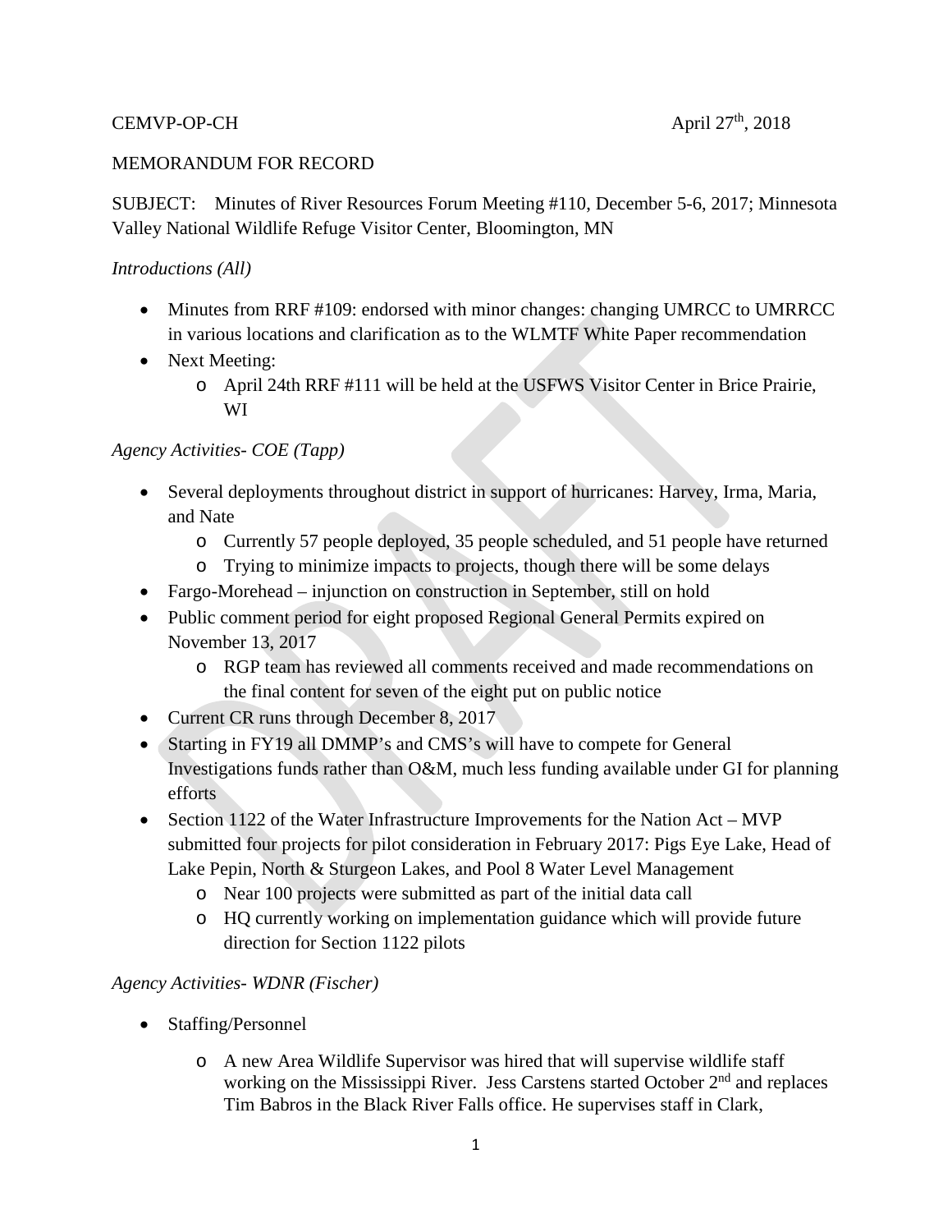CEMVP-OP-CH April 27th, 2018

MEMORANDUM FOR RECORD

SUBJECT: Minutes of River Resources Forum Meeting #110, December 5-6, 2017; Minnesota Valley National Wildlife Refuge Visitor Center, Bloomington, MN

*Introductions (All)*

- Minutes from RRF #109: endorsed with minor changes: changing UMRCC to UMRRCC in various locations and clarification as to the WLMTF White Paper recommendation
- Next Meeting:
    - April 24th RRF #111 will be held at the USFWS Visitor Center in Brice Prairie, WI

*Agency Activities- COE (Tapp)*

- Several deployments throughout district in support of hurricanes: Harvey, Irma, Maria, and Nate
    - Currently 57 people deployed, 35 people scheduled, and 51 people have returned
    - Trying to minimize impacts to projects, though there will be some delays
- Fargo-Morehead – injunction on construction in September, still on hold
- Public comment period for eight proposed Regional General Permits expired on November 13, 2017
    - RGP team has reviewed all comments received and made recommendations on the final content for seven of the eight put on public notice
- Current CR runs through December 8, 2017
- Starting in FY19 all DMMP's and CMS's will have to compete for General Investigations funds rather than O&M, much less funding available under GI for planning efforts
- Section 1122 of the Water Infrastructure Improvements for the Nation Act – MVP submitted four projects for pilot consideration in February 2017: Pigs Eye Lake, Head of Lake Pepin, North & Sturgeon Lakes, and Pool 8 Water Level Management
    - Near 100 projects were submitted as part of the initial data call
    - HQ currently working on implementation guidance which will provide future direction for Section 1122 pilots

*Agency Activities- WDNR (Fischer)*

- Staffing/Personnel
    - A new Area Wildlife Supervisor was hired that will supervise wildlife staff working on the Mississippi River. Jess Carstens started October 2nd and replaces Tim Babros in the Black River Falls office. He supervises staff in Clark,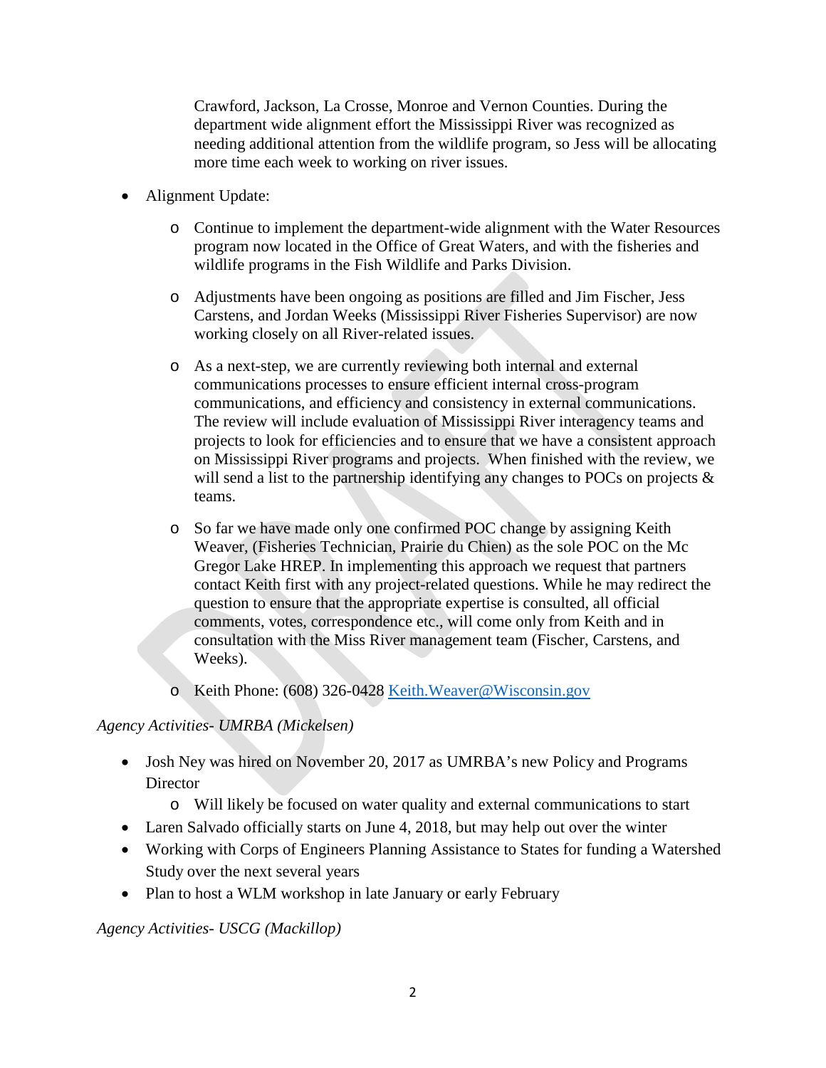Crawford, Jackson, La Crosse, Monroe and Vernon Counties. During the department wide alignment effort the Mississippi River was recognized as needing additional attention from the wildlife program, so Jess will be allocating more time each week to working on river issues.

- Alignment Update:
  - Continue to implement the department-wide alignment with the Water Resources program now located in the Office of Great Waters, and with the fisheries and wildlife programs in the Fish Wildlife and Parks Division.
  - Adjustments have been ongoing as positions are filled and Jim Fischer, Jess Carstens, and Jordan Weeks (Mississippi River Fisheries Supervisor) are now working closely on all River-related issues.
  - As a next-step, we are currently reviewing both internal and external communications processes to ensure efficient internal cross-program communications, and efficiency and consistency in external communications. The review will include evaluation of Mississippi River interagency teams and projects to look for efficiencies and to ensure that we have a consistent approach on Mississippi River programs and projects. When finished with the review, we will send a list to the partnership identifying any changes to POCs on projects & teams.
  - So far we have made only one confirmed POC change by assigning Keith Weaver, (Fisheries Technician, Prairie du Chien) as the sole POC on the Mc Gregor Lake HREP. In implementing this approach we request that partners contact Keith first with any project-related questions. While he may redirect the question to ensure that the appropriate expertise is consulted, all official comments, votes, correspondence etc., will come only from Keith and in consultation with the Miss River management team (Fischer, Carstens, and Weeks).
  - Keith Phone: (608) 326-0428 Keith.Weaver@Wisconsin.gov

*Agency Activities- UMRBA (Mickelsen)*

- Josh Ney was hired on November 20, 2017 as UMRBA's new Policy and Programs Director
  - Will likely be focused on water quality and external communications to start
- Laren Salvado officially starts on June 4, 2018, but may help out over the winter
- Working with Corps of Engineers Planning Assistance to States for funding a Watershed Study over the next several years
- Plan to host a WLM workshop in late January or early February

*Agency Activities- USCG (Mackillop)*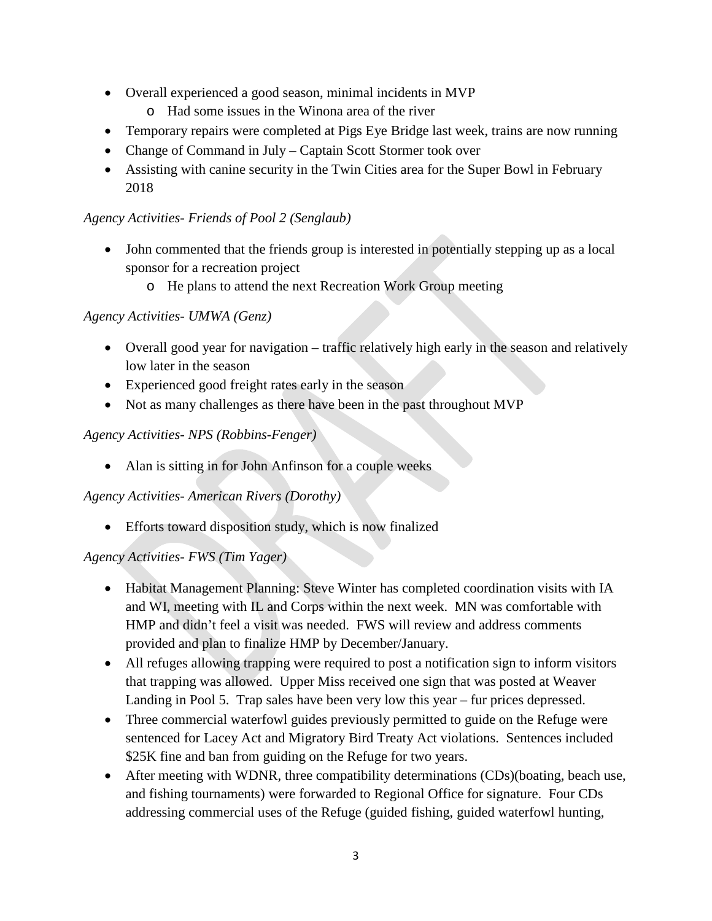- Overall experienced a good season, minimal incidents in MVP
    - Had some issues in the Winona area of the river
- Temporary repairs were completed at Pigs Eye Bridge last week, trains are now running
- Change of Command in July – Captain Scott Stormer took over
- Assisting with canine security in the Twin Cities area for the Super Bowl in February 2018

*Agency Activities- Friends of Pool 2 (Senglaub)*

- John commented that the friends group is interested in potentially stepping up as a local sponsor for a recreation project
    - He plans to attend the next Recreation Work Group meeting

*Agency Activities- UMWA (Genz)*

- Overall good year for navigation – traffic relatively high early in the season and relatively low later in the season
- Experienced good freight rates early in the season
- Not as many challenges as there have been in the past throughout MVP

*Agency Activities- NPS (Robbins-Fenger)*

- Alan is sitting in for John Anfinson for a couple weeks

*Agency Activities- American Rivers (Dorothy)*

- Efforts toward disposition study, which is now finalized

*Agency Activities- FWS (Tim Yager)*

- Habitat Management Planning: Steve Winter has completed coordination visits with IA and WI, meeting with IL and Corps within the next week. MN was comfortable with HMP and didn't feel a visit was needed. FWS will review and address comments provided and plan to finalize HMP by December/January.
- All refuges allowing trapping were required to post a notification sign to inform visitors that trapping was allowed. Upper Miss received one sign that was posted at Weaver Landing in Pool 5. Trap sales have been very low this year – fur prices depressed.
- Three commercial waterfowl guides previously permitted to guide on the Refuge were sentenced for Lacey Act and Migratory Bird Treaty Act violations. Sentences included $25K fine and ban from guiding on the Refuge for two years.
- After meeting with WDNR, three compatibility determinations (CDs)(boating, beach use, and fishing tournaments) were forwarded to Regional Office for signature. Four CDs addressing commercial uses of the Refuge (guided fishing, guided waterfowl hunting,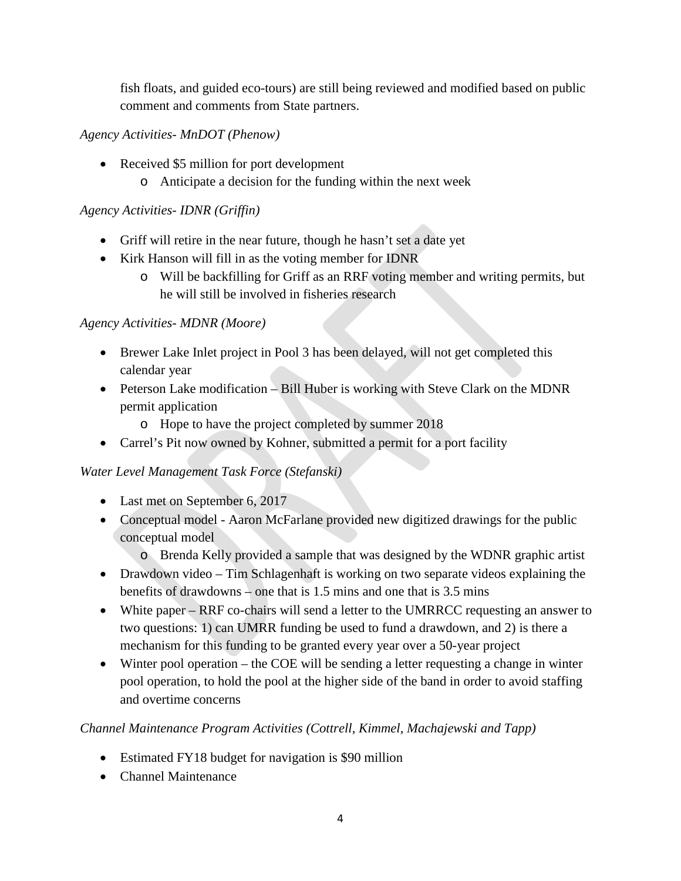fish floats, and guided eco-tours) are still being reviewed and modified based on public comment and comments from State partners.

*Agency Activities- MnDOT (Phenow)*

- Received $5 million for port development
  - Anticipate a decision for the funding within the next week

*Agency Activities- IDNR (Griffin)*

- Griff will retire in the near future, though he hasn't set a date yet
- Kirk Hanson will fill in as the voting member for IDNR
  - Will be backfilling for Griff as an RRF voting member and writing permits, but he will still be involved in fisheries research

*Agency Activities- MDNR (Moore)*

- Brewer Lake Inlet project in Pool 3 has been delayed, will not get completed this calendar year
- Peterson Lake modification – Bill Huber is working with Steve Clark on the MDNR permit application
  - Hope to have the project completed by summer 2018
- Carrel's Pit now owned by Kohner, submitted a permit for a port facility

*Water Level Management Task Force (Stefanski)*

- Last met on September 6, 2017
- Conceptual model - Aaron McFarlane provided new digitized drawings for the public conceptual model
  - Brenda Kelly provided a sample that was designed by the WDNR graphic artist
- Drawdown video – Tim Schlagenhaft is working on two separate videos explaining the benefits of drawdowns – one that is 1.5 mins and one that is 3.5 mins
- White paper – RRF co-chairs will send a letter to the UMRRCC requesting an answer to two questions: 1) can UMRR funding be used to fund a drawdown, and 2) is there a mechanism for this funding to be granted every year over a 50-year project
- Winter pool operation – the COE will be sending a letter requesting a change in winter pool operation, to hold the pool at the higher side of the band in order to avoid staffing and overtime concerns

*Channel Maintenance Program Activities (Cottrell, Kimmel, Machajewski and Tapp)*

- Estimated FY18 budget for navigation is $90 million
- Channel Maintenance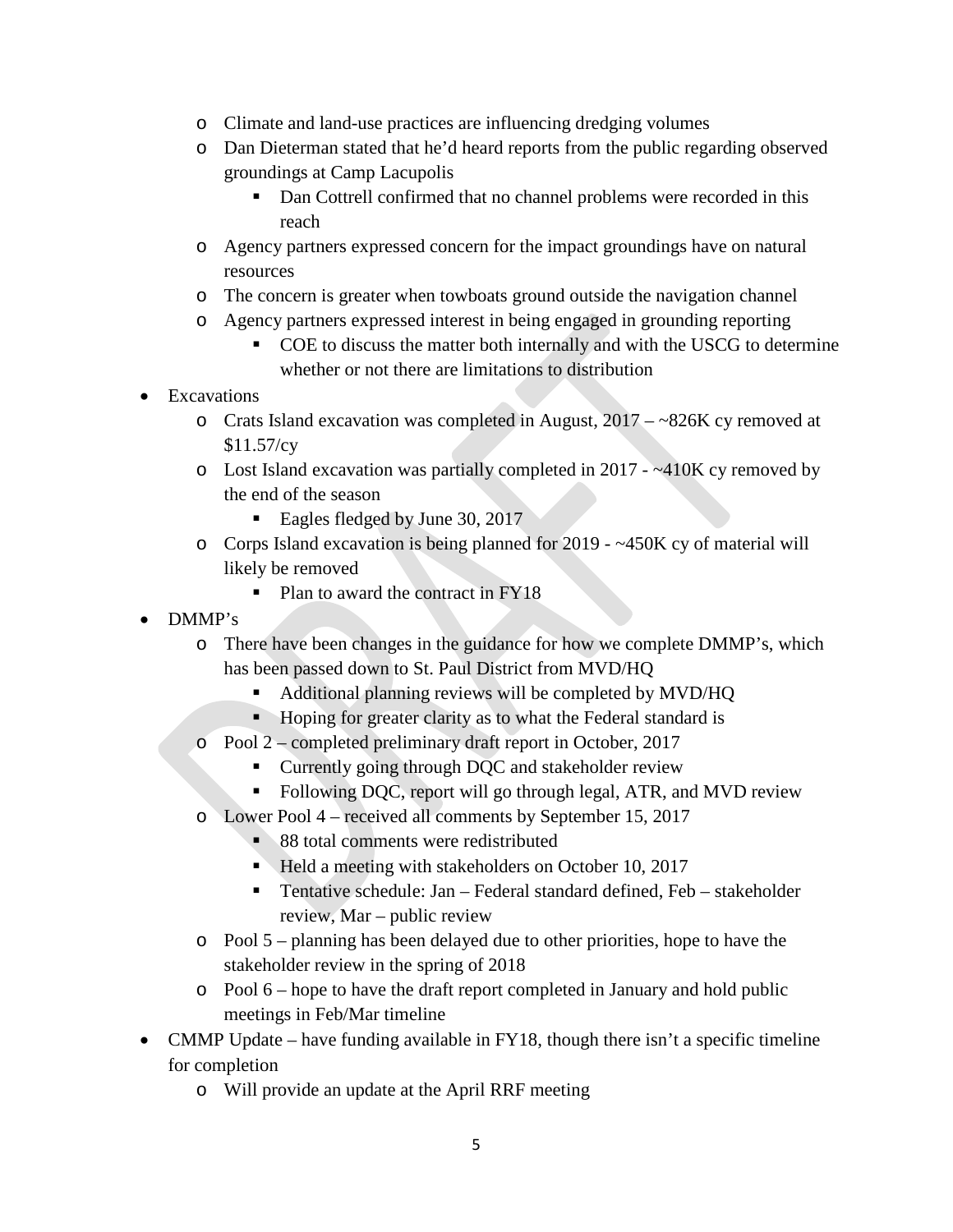- Climate and land-use practices are influencing dredging volumes
    - Dan Dieterman stated that he'd heard reports from the public regarding observed groundings at Camp Lacupolis
        - Dan Cottrell confirmed that no channel problems were recorded in this reach
    - Agency partners expressed concern for the impact groundings have on natural resources
    - The concern is greater when towboats ground outside the navigation channel
    - Agency partners expressed interest in being engaged in grounding reporting
        - COE to discuss the matter both internally and with the USCG to determine whether or not there are limitations to distribution
- Excavations
    - Crats Island excavation was completed in August, 2017 – ~826K cy removed at $11.57/cy
    - Lost Island excavation was partially completed in 2017 - ~410K cy removed by the end of the season
        - Eagles fledged by June 30, 2017
    - Corps Island excavation is being planned for 2019 - ~450K cy of material will likely be removed
        - Plan to award the contract in FY18
- DMMP's
    - There have been changes in the guidance for how we complete DMMP's, which has been passed down to St. Paul District from MVD/HQ
        - Additional planning reviews will be completed by MVD/HQ
        - Hoping for greater clarity as to what the Federal standard is
    - Pool 2 – completed preliminary draft report in October, 2017
        - Currently going through DQC and stakeholder review
        - Following DQC, report will go through legal, ATR, and MVD review
    - Lower Pool 4 – received all comments by September 15, 2017
        - 88 total comments were redistributed
        - Held a meeting with stakeholders on October 10, 2017
        - Tentative schedule: Jan – Federal standard defined, Feb – stakeholder review, Mar – public review
    - Pool 5 – planning has been delayed due to other priorities, hope to have the stakeholder review in the spring of 2018
    - Pool 6 – hope to have the draft report completed in January and hold public meetings in Feb/Mar timeline
- CMMP Update – have funding available in FY18, though there isn't a specific timeline for completion
    - Will provide an update at the April RRF meeting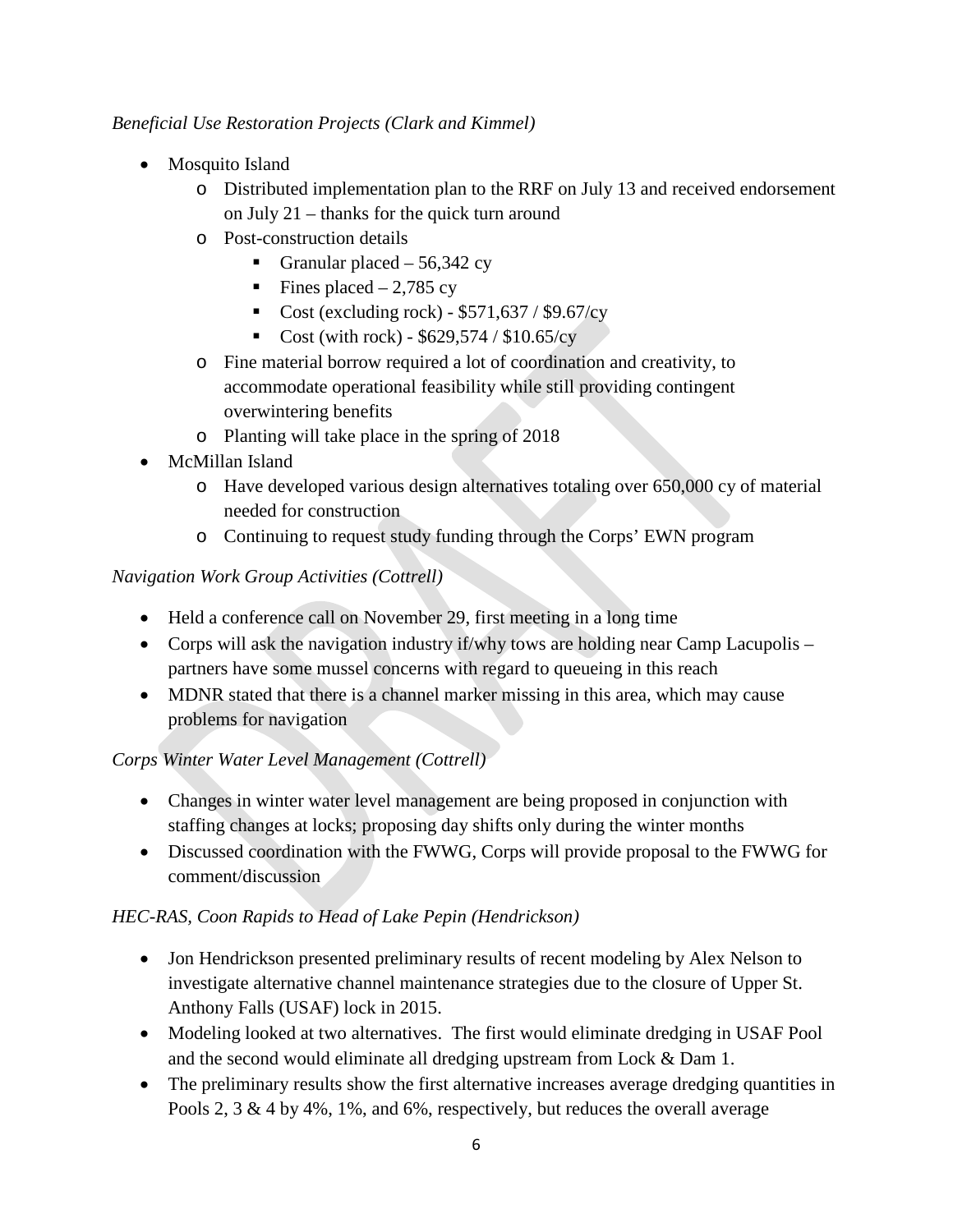*Beneficial Use Restoration Projects (Clark and Kimmel)*

- Mosquito Island
  - Distributed implementation plan to the RRF on July 13 and received endorsement on July 21 – thanks for the quick turn around
  - Post-construction details
    - Granular placed – 56,342 cy
    - Fines placed – 2,785 cy
    - Cost (excluding rock) - $571,637 / $9.67/cy
    - Cost (with rock) - $629,574 / $10.65/cy
  - Fine material borrow required a lot of coordination and creativity, to accommodate operational feasibility while still providing contingent overwintering benefits
  - Planting will take place in the spring of 2018
- McMillan Island
  - Have developed various design alternatives totaling over 650,000 cy of material needed for construction
  - Continuing to request study funding through the Corps' EWN program

*Navigation Work Group Activities (Cottrell)*

- Held a conference call on November 29, first meeting in a long time
- Corps will ask the navigation industry if/why tows are holding near Camp Lacupolis – partners have some mussel concerns with regard to queueing in this reach
- MDNR stated that there is a channel marker missing in this area, which may cause problems for navigation

*Corps Winter Water Level Management (Cottrell)*

- Changes in winter water level management are being proposed in conjunction with staffing changes at locks; proposing day shifts only during the winter months
- Discussed coordination with the FWWG, Corps will provide proposal to the FWWG for comment/discussion

*HEC-RAS, Coon Rapids to Head of Lake Pepin (Hendrickson)*

- Jon Hendrickson presented preliminary results of recent modeling by Alex Nelson to investigate alternative channel maintenance strategies due to the closure of Upper St. Anthony Falls (USAF) lock in 2015.
- Modeling looked at two alternatives. The first would eliminate dredging in USAF Pool and the second would eliminate all dredging upstream from Lock & Dam 1.
- The preliminary results show the first alternative increases average dredging quantities in Pools 2, 3 & 4 by 4%, 1%, and 6%, respectively, but reduces the overall average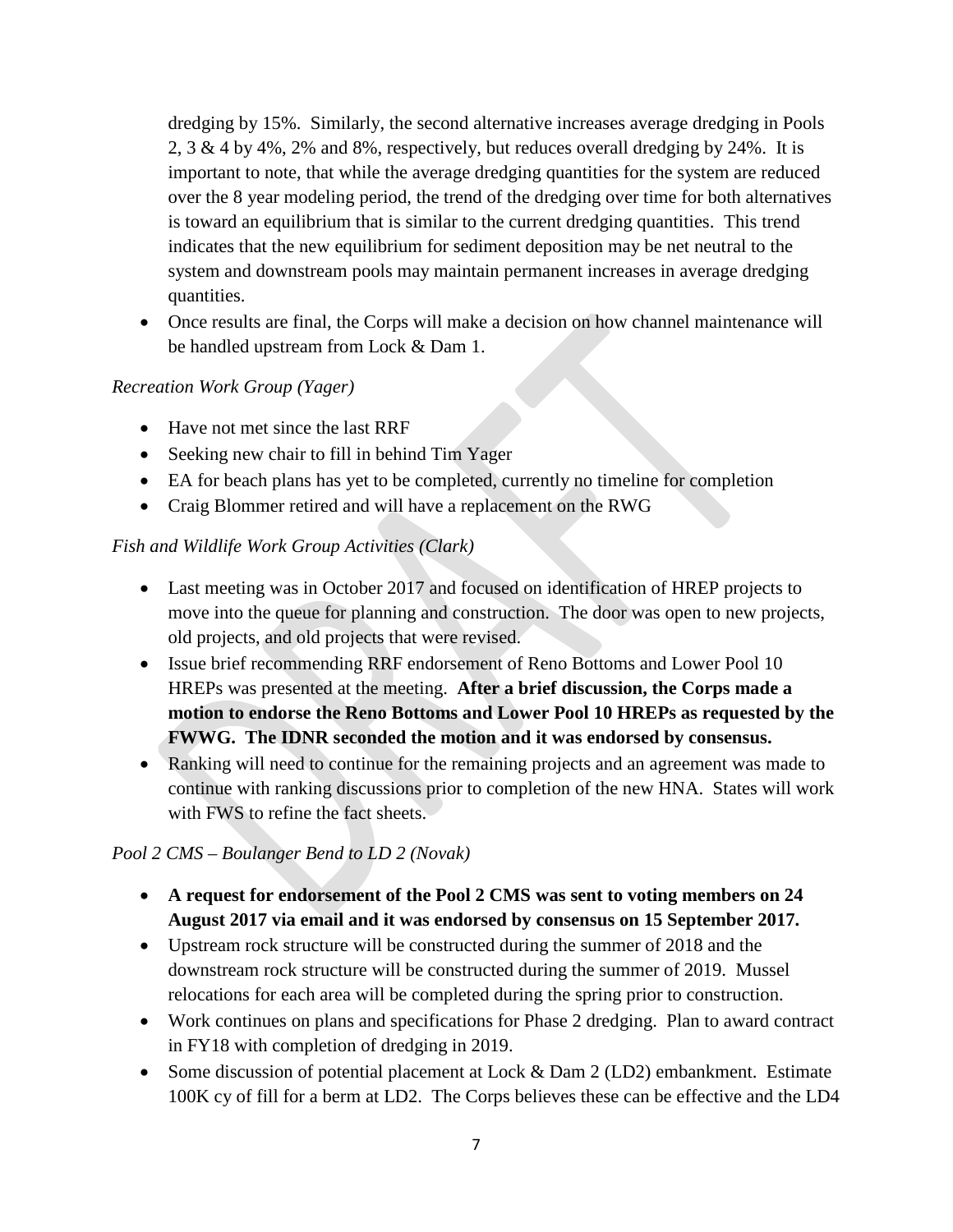dredging by 15%. Similarly, the second alternative increases average dredging in Pools 2, 3 & 4 by 4%, 2% and 8%, respectively, but reduces overall dredging by 24%. It is important to note, that while the average dredging quantities for the system are reduced over the 8 year modeling period, the trend of the dredging over time for both alternatives is toward an equilibrium that is similar to the current dredging quantities. This trend indicates that the new equilibrium for sediment deposition may be net neutral to the system and downstream pools may maintain permanent increases in average dredging quantities.

- Once results are final, the Corps will make a decision on how channel maintenance will be handled upstream from Lock & Dam 1.

*Recreation Work Group (Yager)*

- Have not met since the last RRF
- Seeking new chair to fill in behind Tim Yager
- EA for beach plans has yet to be completed, currently no timeline for completion
- Craig Blommer retired and will have a replacement on the RWG

*Fish and Wildlife Work Group Activities (Clark)*

- Last meeting was in October 2017 and focused on identification of HREP projects to move into the queue for planning and construction. The door was open to new projects, old projects, and old projects that were revised.
- Issue brief recommending RRF endorsement of Reno Bottoms and Lower Pool 10 HREPs was presented at the meeting. **After a brief discussion, the Corps made a motion to endorse the Reno Bottoms and Lower Pool 10 HREPs as requested by the FWWG. The IDNR seconded the motion and it was endorsed by consensus.**
- Ranking will need to continue for the remaining projects and an agreement was made to continue with ranking discussions prior to completion of the new HNA. States will work with FWS to refine the fact sheets.

*Pool 2 CMS – Boulanger Bend to LD 2 (Novak)*

- **A request for endorsement of the Pool 2 CMS was sent to voting members on 24 August 2017 via email and it was endorsed by consensus on 15 September 2017.**
- Upstream rock structure will be constructed during the summer of 2018 and the downstream rock structure will be constructed during the summer of 2019. Mussel relocations for each area will be completed during the spring prior to construction.
- Work continues on plans and specifications for Phase 2 dredging. Plan to award contract in FY18 with completion of dredging in 2019.
- Some discussion of potential placement at Lock & Dam 2 (LD2) embankment. Estimate 100K cy of fill for a berm at LD2. The Corps believes these can be effective and the LD4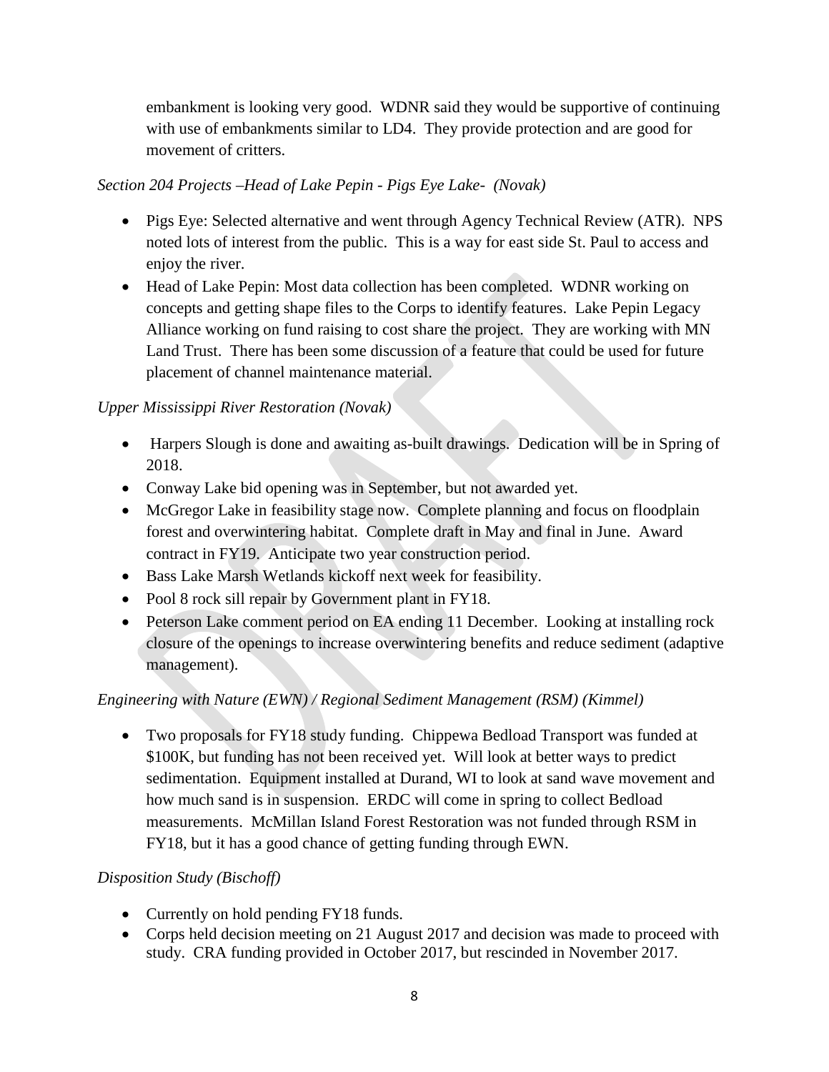embankment is looking very good. WDNR said they would be supportive of continuing with use of embankments similar to LD4. They provide protection and are good for movement of critters.

*Section 204 Projects –Head of Lake Pepin - Pigs Eye Lake- (Novak)*

- Pigs Eye: Selected alternative and went through Agency Technical Review (ATR). NPS noted lots of interest from the public. This is a way for east side St. Paul to access and enjoy the river.
- Head of Lake Pepin: Most data collection has been completed. WDNR working on concepts and getting shape files to the Corps to identify features. Lake Pepin Legacy Alliance working on fund raising to cost share the project. They are working with MN Land Trust. There has been some discussion of a feature that could be used for future placement of channel maintenance material.

*Upper Mississippi River Restoration (Novak)*

- Harpers Slough is done and awaiting as-built drawings. Dedication will be in Spring of 2018.
- Conway Lake bid opening was in September, but not awarded yet.
- McGregor Lake in feasibility stage now. Complete planning and focus on floodplain forest and overwintering habitat. Complete draft in May and final in June. Award contract in FY19. Anticipate two year construction period.
- Bass Lake Marsh Wetlands kickoff next week for feasibility.
- Pool 8 rock sill repair by Government plant in FY18.
- Peterson Lake comment period on EA ending 11 December. Looking at installing rock closure of the openings to increase overwintering benefits and reduce sediment (adaptive management).

*Engineering with Nature (EWN) / Regional Sediment Management (RSM) (Kimmel)*

- Two proposals for FY18 study funding. Chippewa Bedload Transport was funded at \$100K, but funding has not been received yet. Will look at better ways to predict sedimentation. Equipment installed at Durand, WI to look at sand wave movement and how much sand is in suspension. ERDC will come in spring to collect Bedload measurements. McMillan Island Forest Restoration was not funded through RSM in FY18, but it has a good chance of getting funding through EWN.

*Disposition Study (Bischoff)*

- Currently on hold pending FY18 funds.
- Corps held decision meeting on 21 August 2017 and decision was made to proceed with study. CRA funding provided in October 2017, but rescinded in November 2017.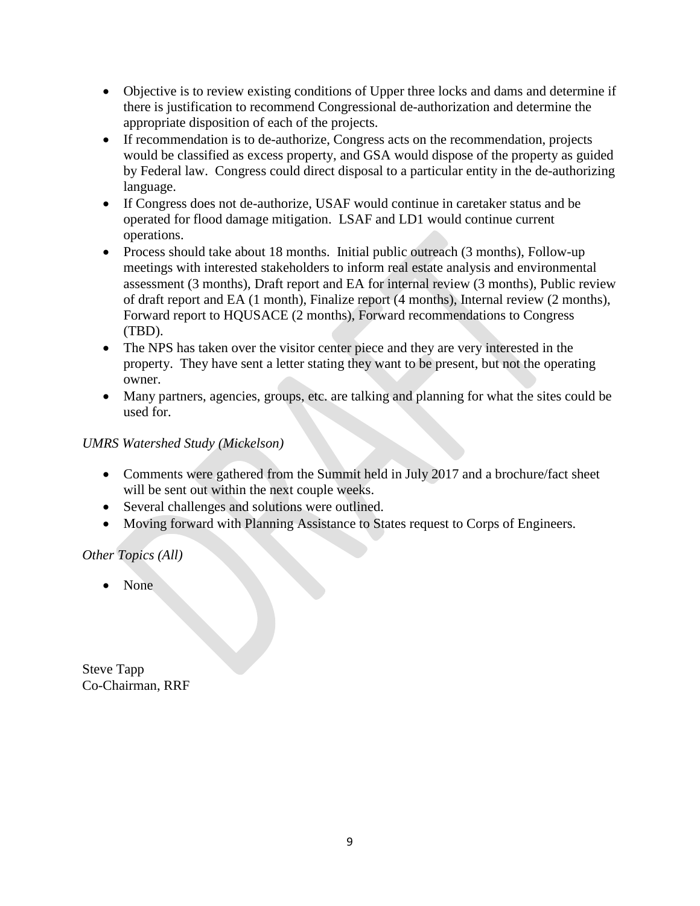- Objective is to review existing conditions of Upper three locks and dams and determine if there is justification to recommend Congressional de-authorization and determine the appropriate disposition of each of the projects.
- If recommendation is to de-authorize, Congress acts on the recommendation, projects would be classified as excess property, and GSA would dispose of the property as guided by Federal law. Congress could direct disposal to a particular entity in the de-authorizing language.
- If Congress does not de-authorize, USAF would continue in caretaker status and be operated for flood damage mitigation. LSAF and LD1 would continue current operations.
- Process should take about 18 months. Initial public outreach (3 months), Follow-up meetings with interested stakeholders to inform real estate analysis and environmental assessment (3 months), Draft report and EA for internal review (3 months), Public review of draft report and EA (1 month), Finalize report (4 months), Internal review (2 months), Forward report to HQUSACE (2 months), Forward recommendations to Congress (TBD).
- The NPS has taken over the visitor center piece and they are very interested in the property. They have sent a letter stating they want to be present, but not the operating owner.
- Many partners, agencies, groups, etc. are talking and planning for what the sites could be used for.

*UMRS Watershed Study (Mickelson)*

- Comments were gathered from the Summit held in July 2017 and a brochure/fact sheet will be sent out within the next couple weeks.
- Several challenges and solutions were outlined.
- Moving forward with Planning Assistance to States request to Corps of Engineers.

*Other Topics (All)*

- None

Steve Tapp
Co-Chairman, RRF